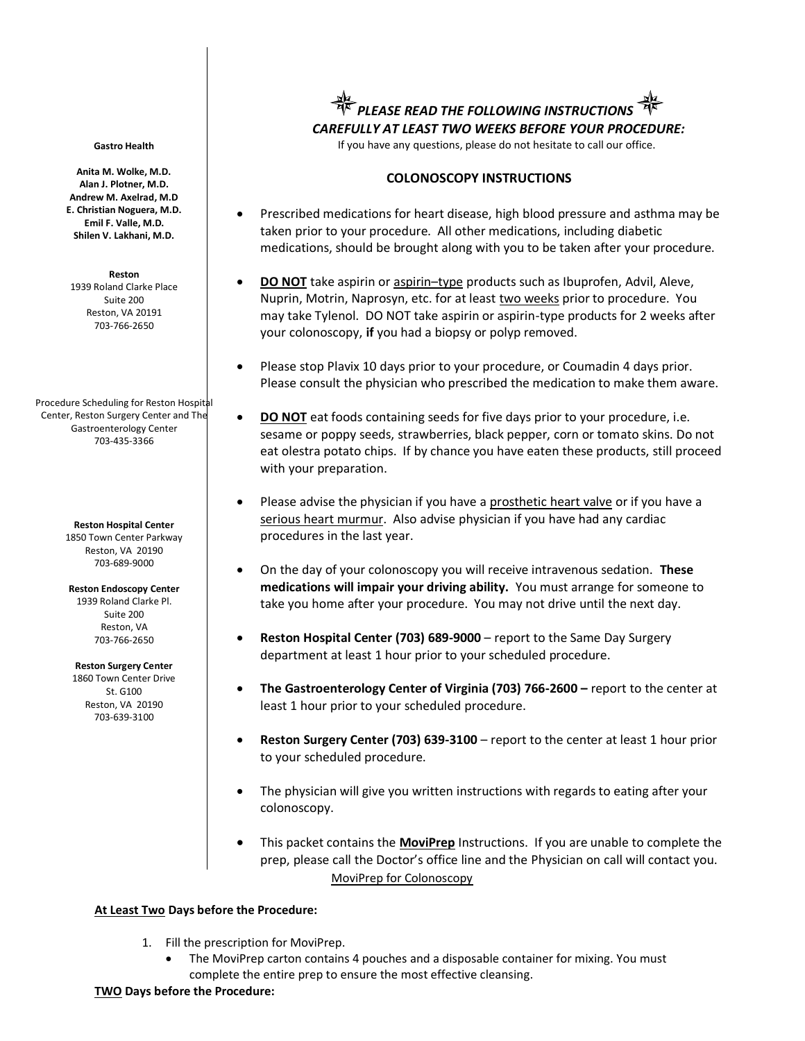**Gastro Health**

**Anita M. Wolke, M.D.**
**Alan J. Plotner, M.D.**
**Andrew M. Axelrad, M.D**
**E. Christian Noguera, M.D.**
**Emil F. Valle, M.D.**
**Shilen V. Lakhani, M.D.**

**Reston**
1939 Roland Clarke Place
Suite 200
Reston, VA 20191
703-766-2650

Procedure Scheduling for Reston Hospital Center, Reston Surgery Center and The Gastroenterology Center
703-435-3366

**Reston Hospital Center**
1850 Town Center Parkway
Reston, VA 20190
703-689-9000

**Reston Endoscopy Center**
1939 Roland Clarke Pl.
Suite 200
Reston, VA
703-766-2650

**Reston Surgery Center**
1860 Town Center Drive
St. G100
Reston, VA 20190
703-639-3100

***PLEASE READ THE FOLLOWING INSTRUCTIONS CAREFULLY AT LEAST TWO WEEKS BEFORE YOUR PROCEDURE:***

If you have any questions, please do not hesitate to call our office.

## COLONOSCOPY INSTRUCTIONS

- Prescribed medications for heart disease, high blood pressure and asthma may be taken prior to your procedure. All other medications, including diabetic medications, should be brought along with you to be taken after your procedure.
- **DO NOT** take aspirin or aspirin–type products such as Ibuprofen, Advil, Aleve, Nuprin, Motrin, Naprosyn, etc. for at least two weeks prior to procedure. You may take Tylenol. DO NOT take aspirin or aspirin-type products for 2 weeks after your colonoscopy, **if** you had a biopsy or polyp removed.
- Please stop Plavix 10 days prior to your procedure, or Coumadin 4 days prior. Please consult the physician who prescribed the medication to make them aware.
- **DO NOT** eat foods containing seeds for five days prior to your procedure, i.e. sesame or poppy seeds, strawberries, black pepper, corn or tomato skins. Do not eat olestra potato chips. If by chance you have eaten these products, still proceed with your preparation.
- Please advise the physician if you have a prosthetic heart valve or if you have a serious heart murmur. Also advise physician if you have had any cardiac procedures in the last year.
- On the day of your colonoscopy you will receive intravenous sedation. **These medications will impair your driving ability.** You must arrange for someone to take you home after your procedure. You may not drive until the next day.
- **Reston Hospital Center (703) 689-9000** – report to the Same Day Surgery department at least 1 hour prior to your scheduled procedure.
- **The Gastroenterology Center of Virginia (703) 766-2600 –** report to the center at least 1 hour prior to your scheduled procedure.
- **Reston Surgery Center (703) 639-3100** – report to the center at least 1 hour prior to your scheduled procedure.
- The physician will give you written instructions with regards to eating after your colonoscopy.
- This packet contains the **MoviPrep** Instructions. If you are unable to complete the prep, please call the Doctor's office line and the Physician on call will contact you.

MoviPrep for Colonoscopy

**At Least Two Days before the Procedure:**

1. Fill the prescription for MoviPrep.
   - The MoviPrep carton contains 4 pouches and a disposable container for mixing. You must complete the entire prep to ensure the most effective cleansing.

**TWO Days before the Procedure:**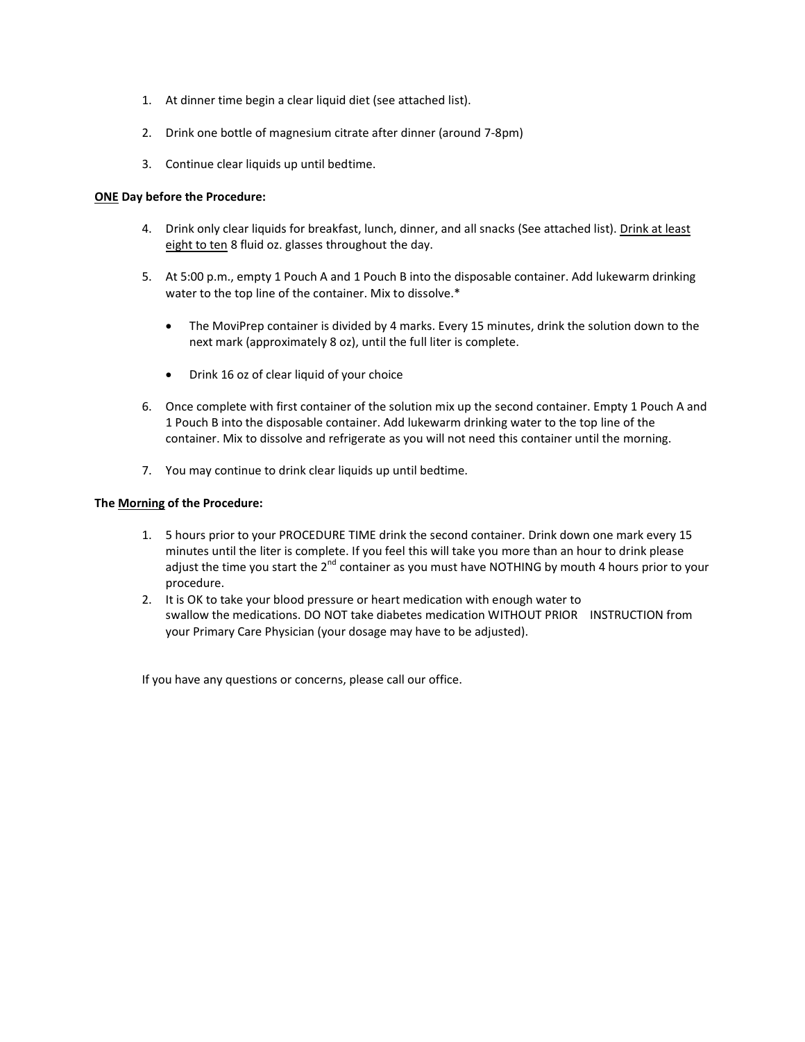1. At dinner time begin a clear liquid diet (see attached list).

2. Drink one bottle of magnesium citrate after dinner (around 7-8pm)

3. Continue clear liquids up until bedtime.

**<u>ONE</u> Day before the Procedure:**

4. Drink only clear liquids for breakfast, lunch, dinner, and all snacks (See attached list). <u>Drink at least eight to ten</u> 8 fluid oz. glasses throughout the day.

5. At 5:00 p.m., empty 1 Pouch A and 1 Pouch B into the disposable container. Add lukewarm drinking water to the top line of the container. Mix to dissolve.*

   - The MoviPrep container is divided by 4 marks. Every 15 minutes, drink the solution down to the next mark (approximately 8 oz), until the full liter is complete.

   - Drink 16 oz of clear liquid of your choice

6. Once complete with first container of the solution mix up the second container. Empty 1 Pouch A and 1 Pouch B into the disposable container. Add lukewarm drinking water to the top line of the container. Mix to dissolve and refrigerate as you will not need this container until the morning.

7. You may continue to drink clear liquids up until bedtime.

**The <u>Morning</u> of the Procedure:**

1. 5 hours prior to your PROCEDURE TIME drink the second container. Drink down one mark every 15 minutes until the liter is complete. If you feel this will take you more than an hour to drink please adjust the time you start the 2nd container as you must have NOTHING by mouth 4 hours prior to your procedure.
2. It is OK to take your blood pressure or heart medication with enough water to swallow the medications. DO NOT take diabetes medication WITHOUT PRIOR INSTRUCTION from your Primary Care Physician (your dosage may have to be adjusted).

If you have any questions or concerns, please call our office.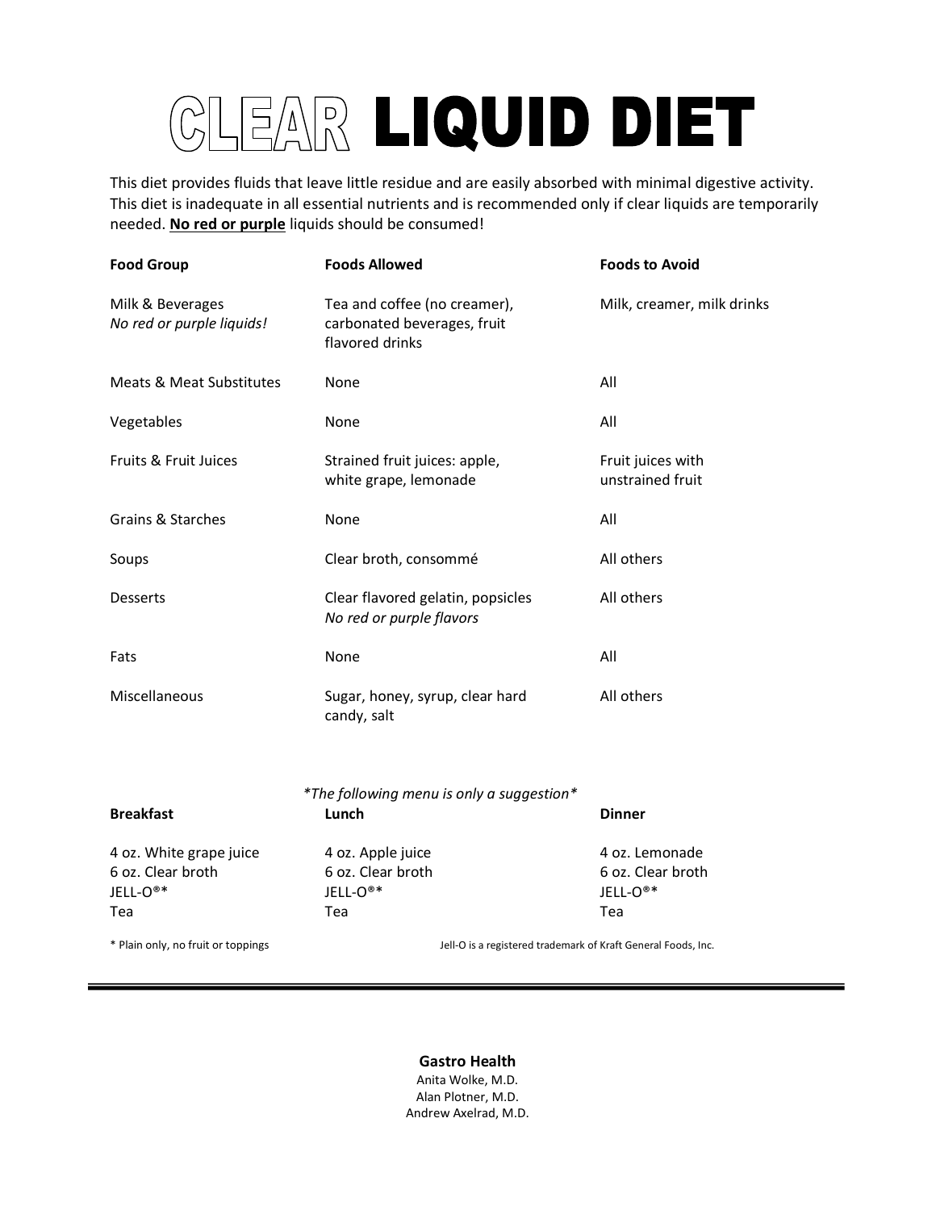# CLEAR LIQUID DIET

This diet provides fluids that leave little residue and are easily absorbed with minimal digestive activity. This diet is inadequate in all essential nutrients and is recommended only if clear liquids are temporarily needed. **No red or purple** liquids should be consumed!

| Food Group | Foods Allowed | Foods to Avoid |
|---|---|---|
| Milk & Beverages *No red or purple liquids!* | Tea and coffee (no creamer), carbonated beverages, fruit flavored drinks | Milk, creamer, milk drinks |
| Meats & Meat Substitutes | None | All |
| Vegetables | None | All |
| Fruits & Fruit Juices | Strained fruit juices: apple, white grape, lemonade | Fruit juices with unstrained fruit |
| Grains & Starches | None | All |
| Soups | Clear broth, consommé | All others |
| Desserts | Clear flavored gelatin, popsicles *No red or purple flavors* | All others |
| Fats | None | All |
| Miscellaneous | Sugar, honey, syrup, clear hard candy, salt | All others |

*\*The following menu is only a suggestion\**

| Breakfast | Lunch | Dinner |
|---|---|---|
| 4 oz. White grape juice | 4 oz. Apple juice | 4 oz. Lemonade |
| 6 oz. Clear broth | 6 oz. Clear broth | 6 oz. Clear broth |
| JELL-O®* | JELL-O®* | JELL-O®* |
| Tea | Tea | Tea |

\* Plain only, no fruit or toppings

Jell-O is a registered trademark of Kraft General Foods, Inc.

---

**Gastro Health**

Anita Wolke, M.D.
Alan Plotner, M.D.
Andrew Axelrad, M.D.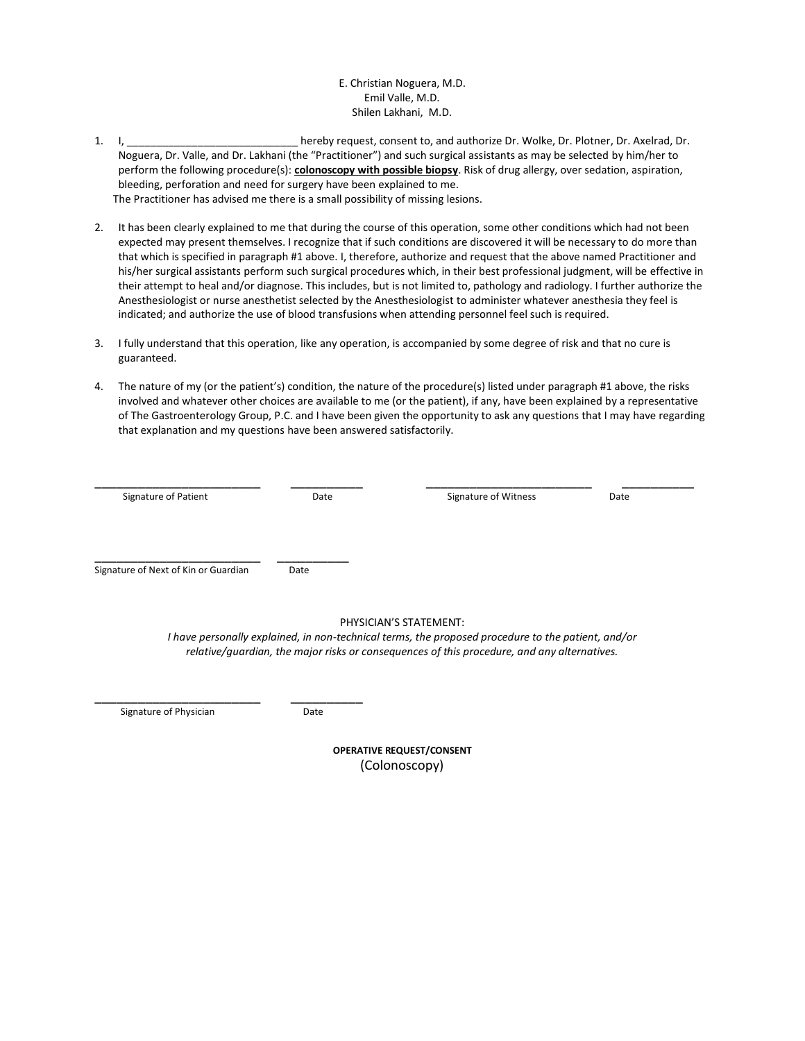E. Christian Noguera, M.D.
Emil Valle, M.D.
Shilen Lakhani, M.D.

1. I, ____________________________ hereby request, consent to, and authorize Dr. Wolke, Dr. Plotner, Dr. Axelrad, Dr. Noguera, Dr. Valle, and Dr. Lakhani (the "Practitioner") and such surgical assistants as may be selected by him/her to perform the following procedure(s): **colonoscopy with possible biopsy**. Risk of drug allergy, over sedation, aspiration, bleeding, perforation and need for surgery have been explained to me.
   The Practitioner has advised me there is a small possibility of missing lesions.

2. It has been clearly explained to me that during the course of this operation, some other conditions which had not been expected may present themselves. I recognize that if such conditions are discovered it will be necessary to do more than that which is specified in paragraph #1 above. I, therefore, authorize and request that the above named Practitioner and his/her surgical assistants perform such surgical procedures which, in their best professional judgment, will be effective in their attempt to heal and/or diagnose. This includes, but is not limited to, pathology and radiology. I further authorize the Anesthesiologist or nurse anesthetist selected by the Anesthesiologist to administer whatever anesthesia they feel is indicated; and authorize the use of blood transfusions when attending personnel feel such is required.

3. I fully understand that this operation, like any operation, is accompanied by some degree of risk and that no cure is guaranteed.

4. The nature of my (or the patient's) condition, the nature of the procedure(s) listed under paragraph #1 above, the risks involved and whatever other choices are available to me (or the patient), if any, have been explained by a representative of The Gastroenterology Group, P.C. and I have been given the opportunity to ask any questions that I may have regarding that explanation and my questions have been answered satisfactorily.

____________________________ ____________ ____________________________ ____________
Signature of Patient Date Signature of Witness Date

____________________________ ____________
Signature of Next of Kin or Guardian Date

PHYSICIAN'S STATEMENT:

*I have personally explained, in non-technical terms, the proposed procedure to the patient, and/or relative/guardian, the major risks or consequences of this procedure, and any alternatives.*

____________________________ ____________
Signature of Physician Date

**OPERATIVE REQUEST/CONSENT**
(Colonoscopy)